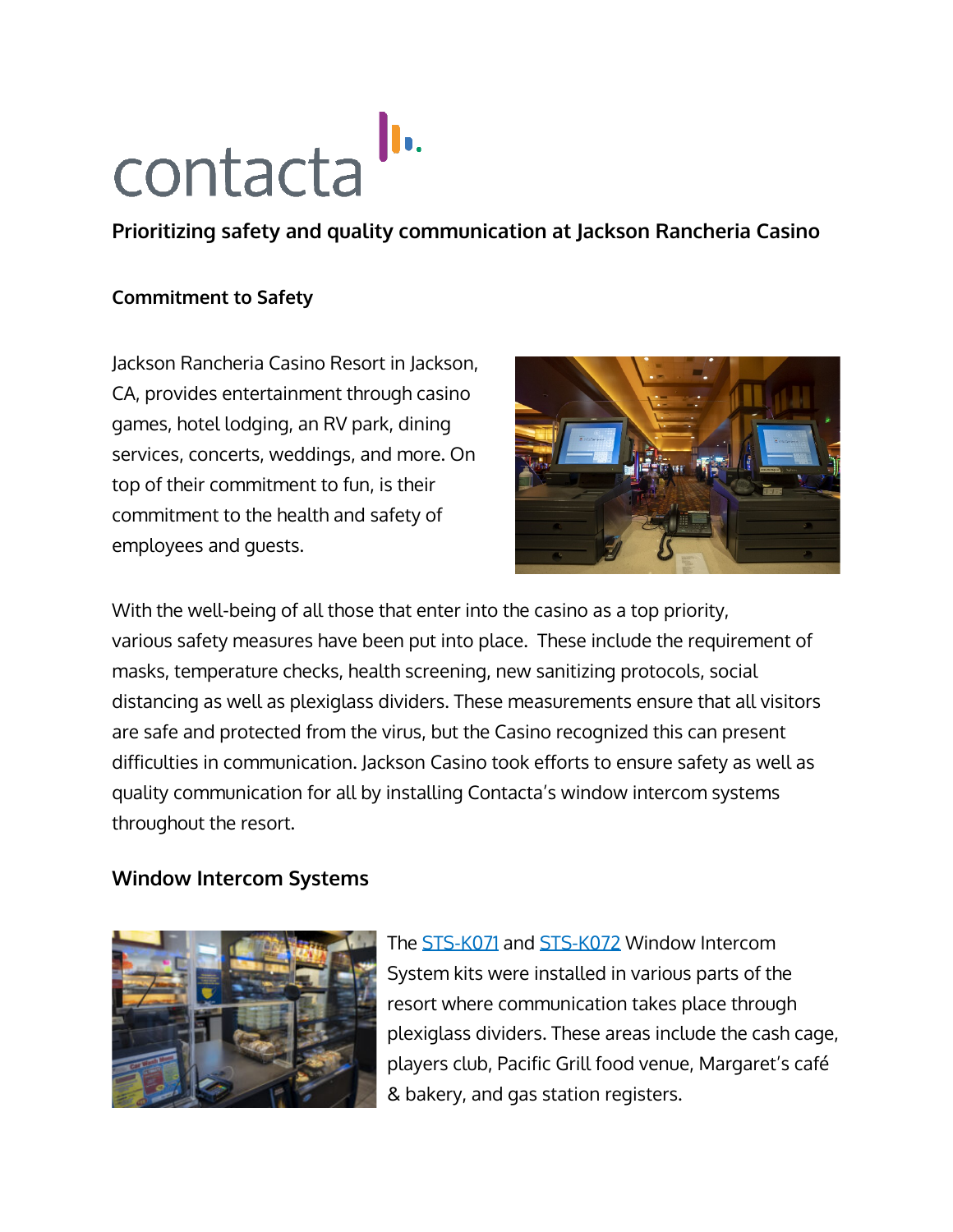contacta

**Prioritizing safety and quality communication at Jackson Rancheria Casino**

## Commitment to Safety

Jackson Rancheria Casino Resort in Jackson, CA, provides entertainment through casino games, hotel lodging, an RV park, dining services, concerts, weddings, and more. On top of their commitment to fun, is their commitment to the health and safety of employees and guests.

With the well-being of all those that enter into the casino as a top priority, various safety measures have been put into place. These include the requirement of masks, temperature checks, health screening, new sanitizing protocols, social distancing as well as plexiglass dividers. These measurements ensure that all visitors are safe and protected from the virus, but the Casino recognized this can present difficulties in communication. Jackson Casino took efforts to ensure safety as well as quality communication for all by installing Contacta's window intercom systems throughout the resort.

## Window Intercom Systems

The STS-K071 and STS-K072 Window Intercom System kits were installed in various parts of the resort where communication takes place through plexiglass dividers. These areas include the cash cage, players club, Pacific Grill food venue, Margaret's café & bakery, and gas station registers.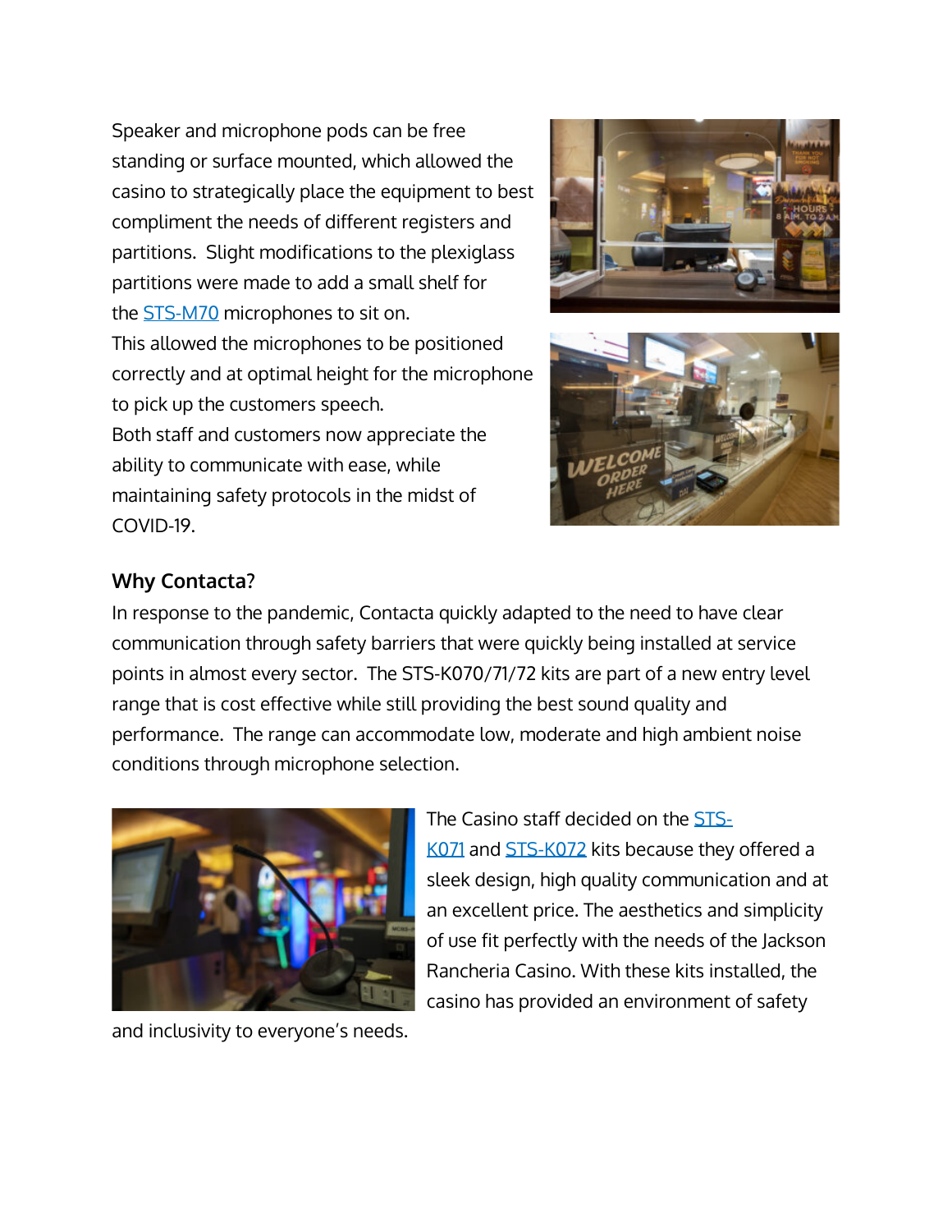Speaker and microphone pods can be free standing or surface mounted, which allowed the casino to strategically place the equipment to best compliment the needs of different registers and partitions. Slight modifications to the plexiglass partitions were made to add a small shelf for the [STS-M70](#) microphones to sit on.
This allowed the microphones to be positioned correctly and at optimal height for the microphone to pick up the customers speech.
Both staff and customers now appreciate the ability to communicate with ease, while maintaining safety protocols in the midst of COVID-19.

**Why Contacta?**

In response to the pandemic, Contacta quickly adapted to the need to have clear communication through safety barriers that were quickly being installed at service points in almost every sector. The STS-K070/71/72 kits are part of a new entry level range that is cost effective while still providing the best sound quality and performance. The range can accommodate low, moderate and high ambient noise conditions through microphone selection.

The Casino staff decided on the [STS-K071](#) and [STS-K072](#) kits because they offered a sleek design, high quality communication and at an excellent price. The aesthetics and simplicity of use fit perfectly with the needs of the Jackson Rancheria Casino. With these kits installed, the casino has provided an environment of safety and inclusivity to everyone's needs.